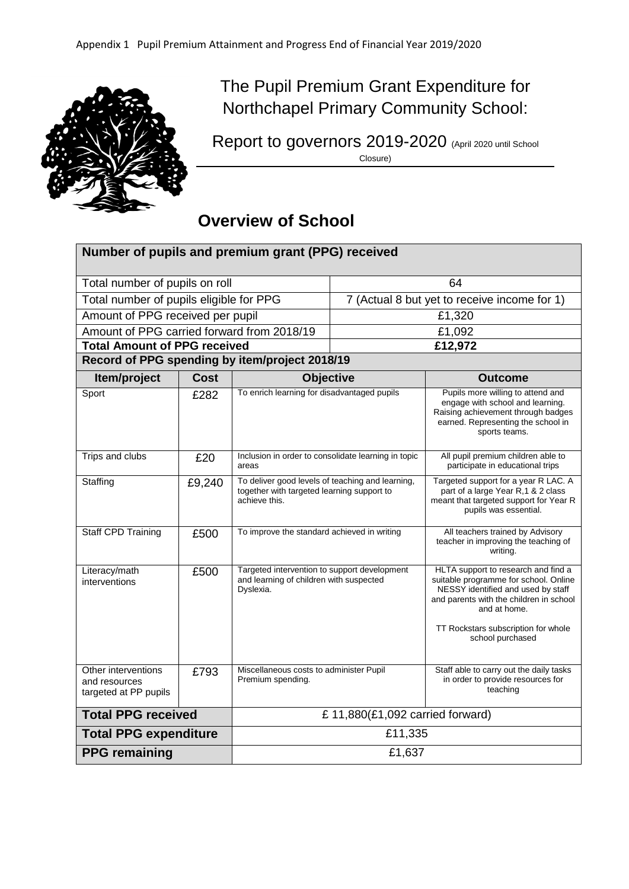Appendix 1 Pupil Premium Attainment and Progress End of Financial Year 2019/2020

# The Pupil Premium Grant Expenditure for Northchapel Primary Community School:

Report to governors 2019-2020 (April 2020 until School Closure)

## Overview of School

| **Number of pupils and premium grant (PPG) received** | | | |
|---|---|---|---|
| Total number of pupils on roll | | 64 | |
| Total number of pupils eligible for PPG | | 7 (Actual 8 but yet to receive income for 1) | |
| Amount of PPG received per pupil | | £1,320 | |
| Amount of PPG carried forward from 2018/19 | | £1,092 | |
| **Total Amount of PPG received** | | **£12,972** | |
| **Record of PPG spending by item/project 2018/19** | | | |
| **Item/project** | **Cost** | **Objective** | **Outcome** |
| Sport | £282 | To enrich learning for disadvantaged pupils | Pupils more willing to attend and engage with school and learning. Raising achievement through badges earned. Representing the school in sports teams. |
| Trips and clubs | £20 | Inclusion in order to consolidate learning in topic areas | All pupil premium children able to participate in educational trips |
| Staffing | £9,240 | To deliver good levels of teaching and learning, together with targeted learning support to achieve this. | Targeted support for a year R LAC. A part of a large Year R,1 & 2 class meant that targeted support for Year R pupils was essential. |
| Staff CPD Training | £500 | To improve the standard achieved in writing | All teachers trained by Advisory teacher in improving the teaching of writing. |
| Literacy/math interventions | £500 | Targeted intervention to support development and learning of children with suspected Dyslexia. | HLTA support to research and find a suitable programme for school. Online NESSY identified and used by staff and parents with the children in school and at home.<br><br>TT Rockstars subscription for whole school purchased |
| Other interventions and resources targeted at PP pupils | £793 | Miscellaneous costs to administer Pupil Premium spending. | Staff able to carry out the daily tasks in order to provide resources for teaching |
| **Total PPG received** | | £ 11,880(£1,092 carried forward) | |
| **Total PPG expenditure** | | £11,335 | |
| **PPG remaining** | | £1,637 | |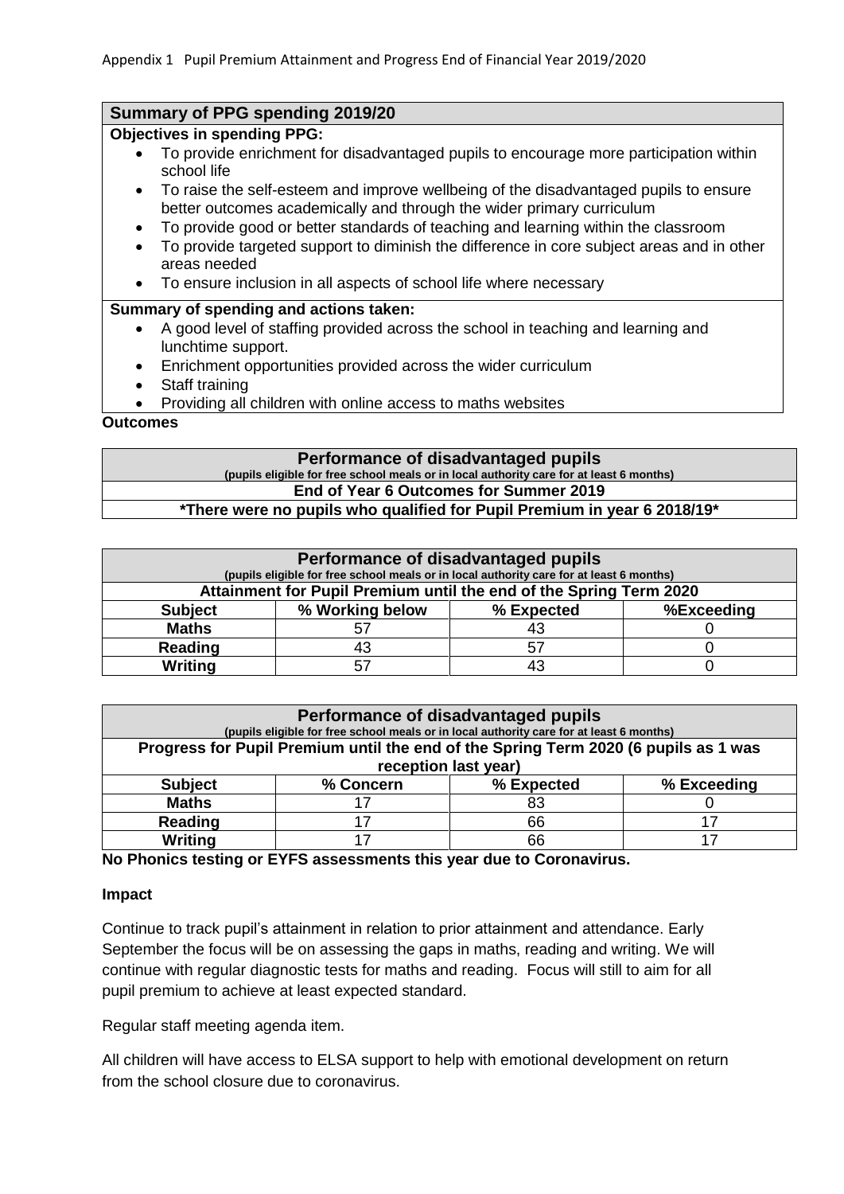Appendix 1 Pupil Premium Attainment and Progress End of Financial Year 2019/2020

## Summary of PPG spending 2019/20

**Objectives in spending PPG:**

- To provide enrichment for disadvantaged pupils to encourage more participation within school life
- To raise the self-esteem and improve wellbeing of the disadvantaged pupils to ensure better outcomes academically and through the wider primary curriculum
- To provide good or better standards of teaching and learning within the classroom
- To provide targeted support to diminish the difference in core subject areas and in other areas needed
- To ensure inclusion in all aspects of school life where necessary

**Summary of spending and actions taken:**

- A good level of staffing provided across the school in teaching and learning and lunchtime support.
- Enrichment opportunities provided across the wider curriculum
- Staff training
- Providing all children with online access to maths websites

**Outcomes**

| **Performance of disadvantaged pupils** (pupils eligible for free school meals or in local authority care for at least 6 months) |
|---|
| **End of Year 6 Outcomes for Summer 2019** |
| **\*There were no pupils who qualified for Pupil Premium in year 6 2018/19\*** |

| **Performance of disadvantaged pupils** (pupils eligible for free school meals or in local authority care for at least 6 months) | | | |
|---|---|---|---|
| **Attainment for Pupil Premium until the end of the Spring Term 2020** | | | |
| **Subject** | **% Working below** | **% Expected** | **%Exceeding** |
| **Maths** | 57 | 43 | 0 |
| **Reading** | 43 | 57 | 0 |
| **Writing** | 57 | 43 | 0 |

| **Performance of disadvantaged pupils** (pupils eligible for free school meals or in local authority care for at least 6 months) | | | |
|---|---|---|---|
| **Progress for Pupil Premium until the end of the Spring Term 2020 (6 pupils as 1 was reception last year)** | | | |
| **Subject** | **% Concern** | **% Expected** | **% Exceeding** |
| **Maths** | 17 | 83 | 0 |
| **Reading** | 17 | 66 | 17 |
| **Writing** | 17 | 66 | 17 |

**No Phonics testing or EYFS assessments this year due to Coronavirus.**

**Impact**

Continue to track pupil's attainment in relation to prior attainment and attendance. Early September the focus will be on assessing the gaps in maths, reading and writing. We will continue with regular diagnostic tests for maths and reading. Focus will still to aim for all pupil premium to achieve at least expected standard.

Regular staff meeting agenda item.

All children will have access to ELSA support to help with emotional development on return from the school closure due to coronavirus.